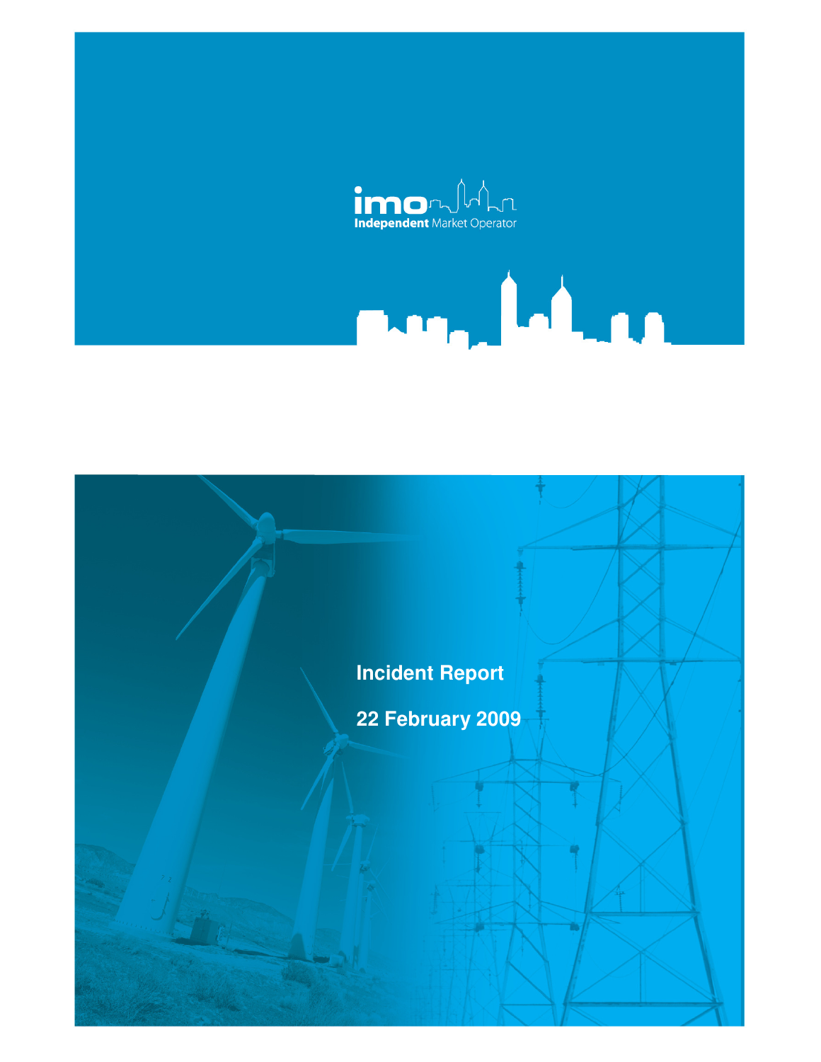imo Independent Market Operator

# Incident Report

## 22 February 2009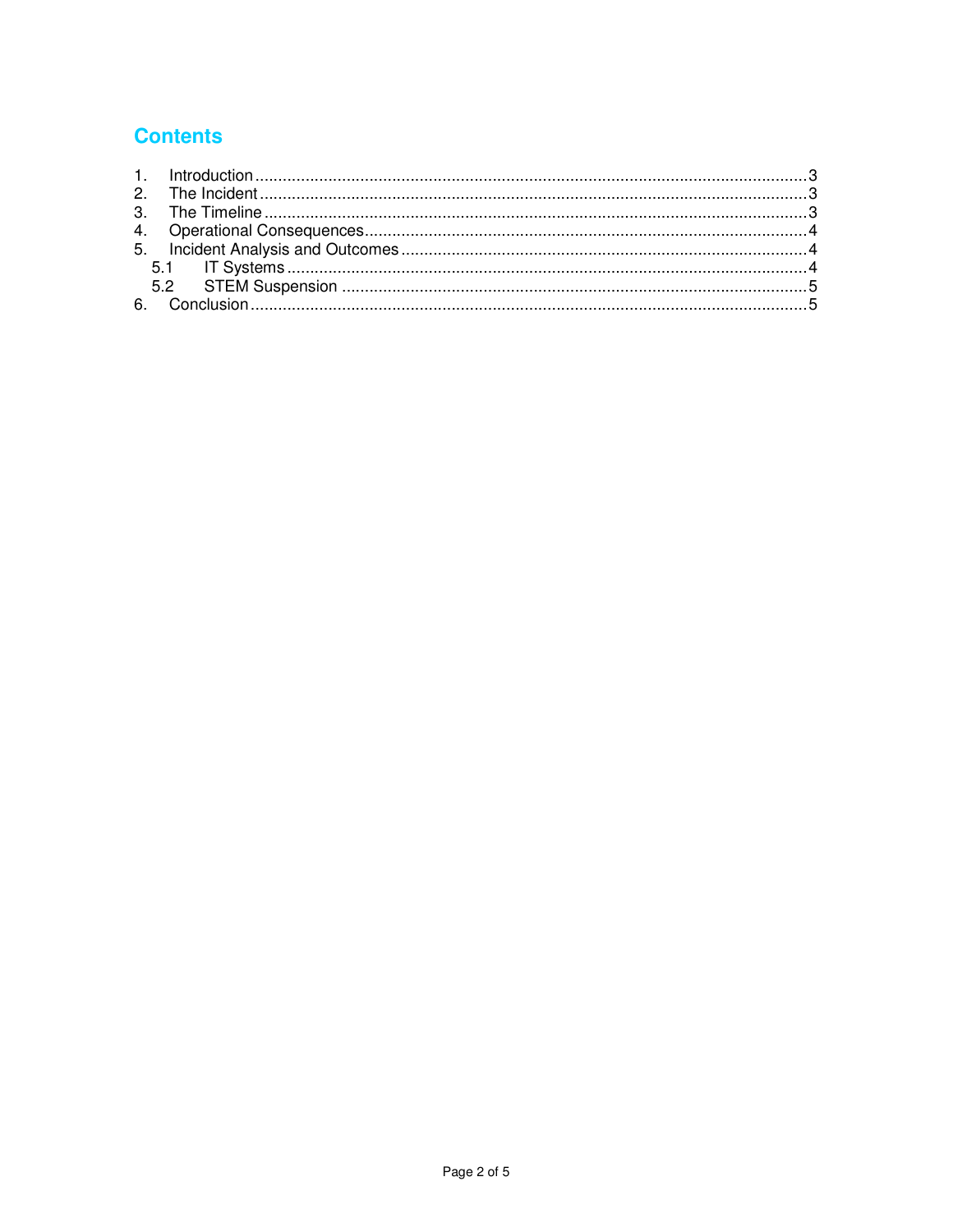# Contents

1. Introduction ........................................................................................................................ 3
2. The Incident ....................................................................................................................... 3
3. The Timeline ...................................................................................................................... 3
4. Operational Consequences ................................................................................................ 4
5. Incident Analysis and Outcomes ........................................................................................ 4
   - 5.1 IT Systems .................................................................................................................. 4
   - 5.2 STEM Suspension ...................................................................................................... 5
6. Conclusion .......................................................................................................................... 5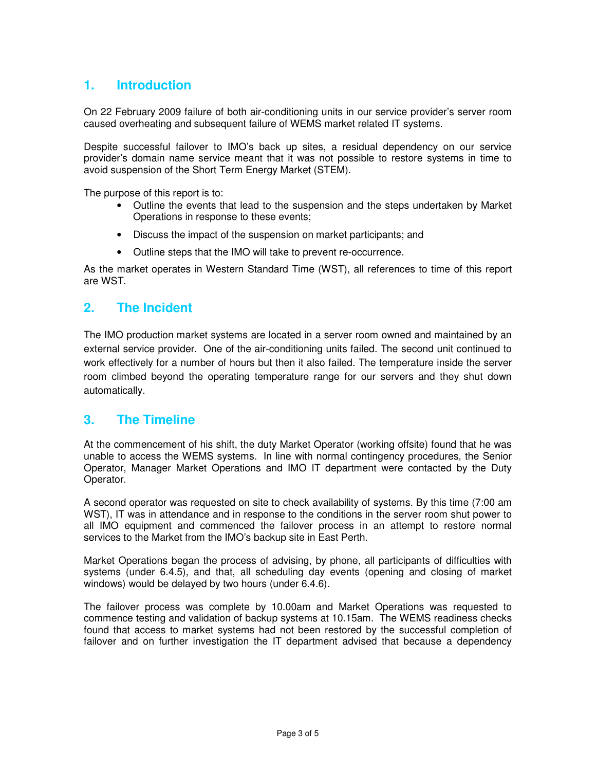## 1. Introduction

On 22 February 2009 failure of both air-conditioning units in our service provider's server room caused overheating and subsequent failure of WEMS market related IT systems.

Despite successful failover to IMO's back up sites, a residual dependency on our service provider's domain name service meant that it was not possible to restore systems in time to avoid suspension of the Short Term Energy Market (STEM).

The purpose of this report is to:

- Outline the events that lead to the suspension and the steps undertaken by Market Operations in response to these events;
- Discuss the impact of the suspension on market participants; and
- Outline steps that the IMO will take to prevent re-occurrence.

As the market operates in Western Standard Time (WST), all references to time of this report are WST.

## 2. The Incident

The IMO production market systems are located in a server room owned and maintained by an external service provider. One of the air-conditioning units failed. The second unit continued to work effectively for a number of hours but then it also failed. The temperature inside the server room climbed beyond the operating temperature range for our servers and they shut down automatically.

## 3. The Timeline

At the commencement of his shift, the duty Market Operator (working offsite) found that he was unable to access the WEMS systems. In line with normal contingency procedures, the Senior Operator, Manager Market Operations and IMO IT department were contacted by the Duty Operator.

A second operator was requested on site to check availability of systems. By this time (7:00 am WST), IT was in attendance and in response to the conditions in the server room shut power to all IMO equipment and commenced the failover process in an attempt to restore normal services to the Market from the IMO's backup site in East Perth.

Market Operations began the process of advising, by phone, all participants of difficulties with systems (under 6.4.5), and that, all scheduling day events (opening and closing of market windows) would be delayed by two hours (under 6.4.6).

The failover process was complete by 10.00am and Market Operations was requested to commence testing and validation of backup systems at 10.15am. The WEMS readiness checks found that access to market systems had not been restored by the successful completion of failover and on further investigation the IT department advised that because a dependency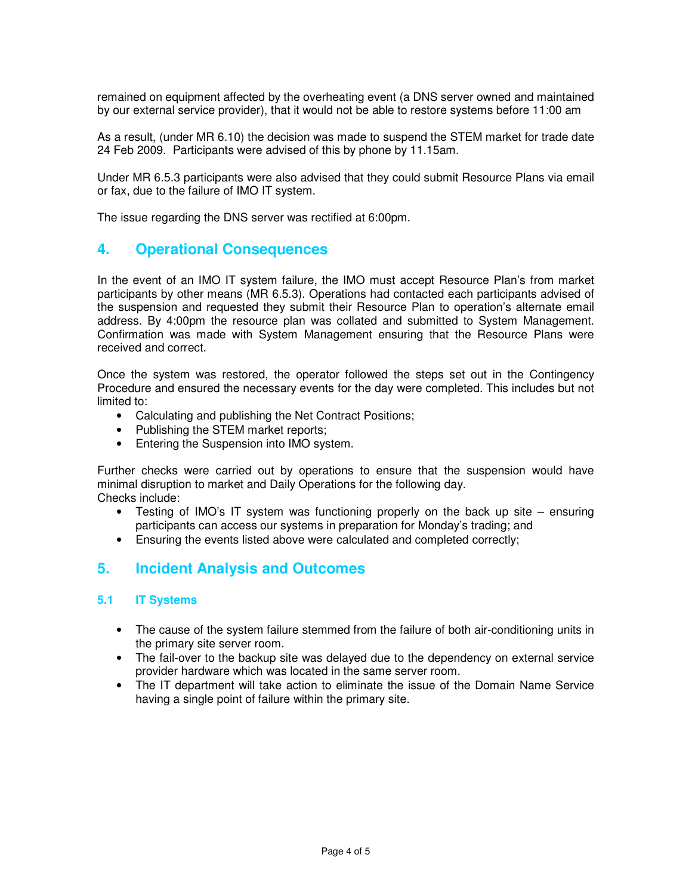remained on equipment affected by the overheating event (a DNS server owned and maintained by our external service provider), that it would not be able to restore systems before 11:00 am

As a result, (under MR 6.10) the decision was made to suspend the STEM market for trade date 24 Feb 2009. Participants were advised of this by phone by 11.15am.

Under MR 6.5.3 participants were also advised that they could submit Resource Plans via email or fax, due to the failure of IMO IT system.

The issue regarding the DNS server was rectified at 6:00pm.

## 4. Operational Consequences

In the event of an IMO IT system failure, the IMO must accept Resource Plan's from market participants by other means (MR 6.5.3). Operations had contacted each participants advised of the suspension and requested they submit their Resource Plan to operation's alternate email address. By 4:00pm the resource plan was collated and submitted to System Management. Confirmation was made with System Management ensuring that the Resource Plans were received and correct.

Once the system was restored, the operator followed the steps set out in the Contingency Procedure and ensured the necessary events for the day were completed. This includes but not limited to:

- Calculating and publishing the Net Contract Positions;
- Publishing the STEM market reports;
- Entering the Suspension into IMO system.

Further checks were carried out by operations to ensure that the suspension would have minimal disruption to market and Daily Operations for the following day.
Checks include:

- Testing of IMO's IT system was functioning properly on the back up site – ensuring participants can access our systems in preparation for Monday's trading; and
- Ensuring the events listed above were calculated and completed correctly;

## 5. Incident Analysis and Outcomes

### 5.1 IT Systems

- The cause of the system failure stemmed from the failure of both air-conditioning units in the primary site server room.
- The fail-over to the backup site was delayed due to the dependency on external service provider hardware which was located in the same server room.
- The IT department will take action to eliminate the issue of the Domain Name Service having a single point of failure within the primary site.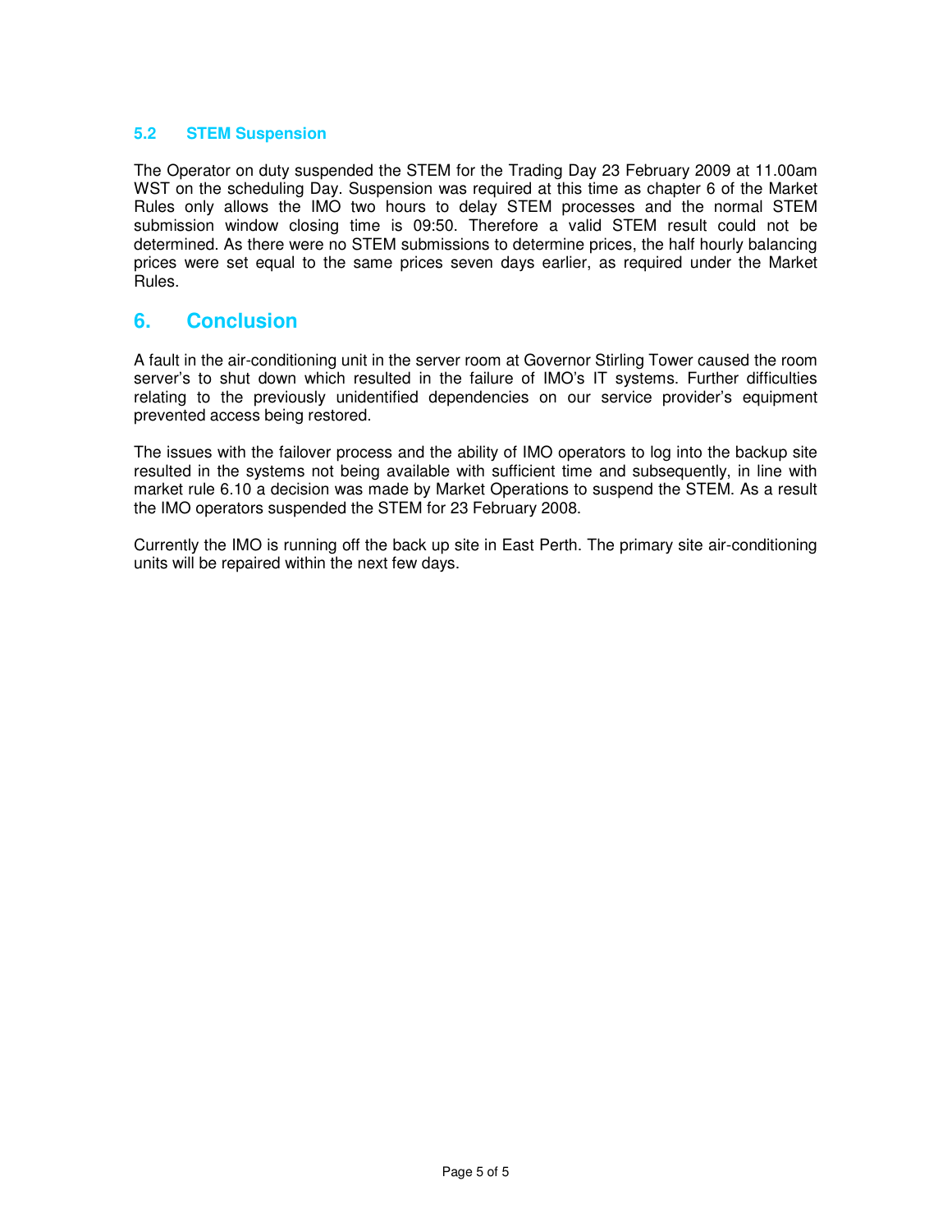### 5.2 STEM Suspension

The Operator on duty suspended the STEM for the Trading Day 23 February 2009 at 11.00am WST on the scheduling Day. Suspension was required at this time as chapter 6 of the Market Rules only allows the IMO two hours to delay STEM processes and the normal STEM submission window closing time is 09:50. Therefore a valid STEM result could not be determined. As there were no STEM submissions to determine prices, the half hourly balancing prices were set equal to the same prices seven days earlier, as required under the Market Rules.

## 6. Conclusion

A fault in the air-conditioning unit in the server room at Governor Stirling Tower caused the room server's to shut down which resulted in the failure of IMO's IT systems. Further difficulties relating to the previously unidentified dependencies on our service provider's equipment prevented access being restored.

The issues with the failover process and the ability of IMO operators to log into the backup site resulted in the systems not being available with sufficient time and subsequently, in line with market rule 6.10 a decision was made by Market Operations to suspend the STEM. As a result the IMO operators suspended the STEM for 23 February 2008.

Currently the IMO is running off the back up site in East Perth. The primary site air-conditioning units will be repaired within the next few days.